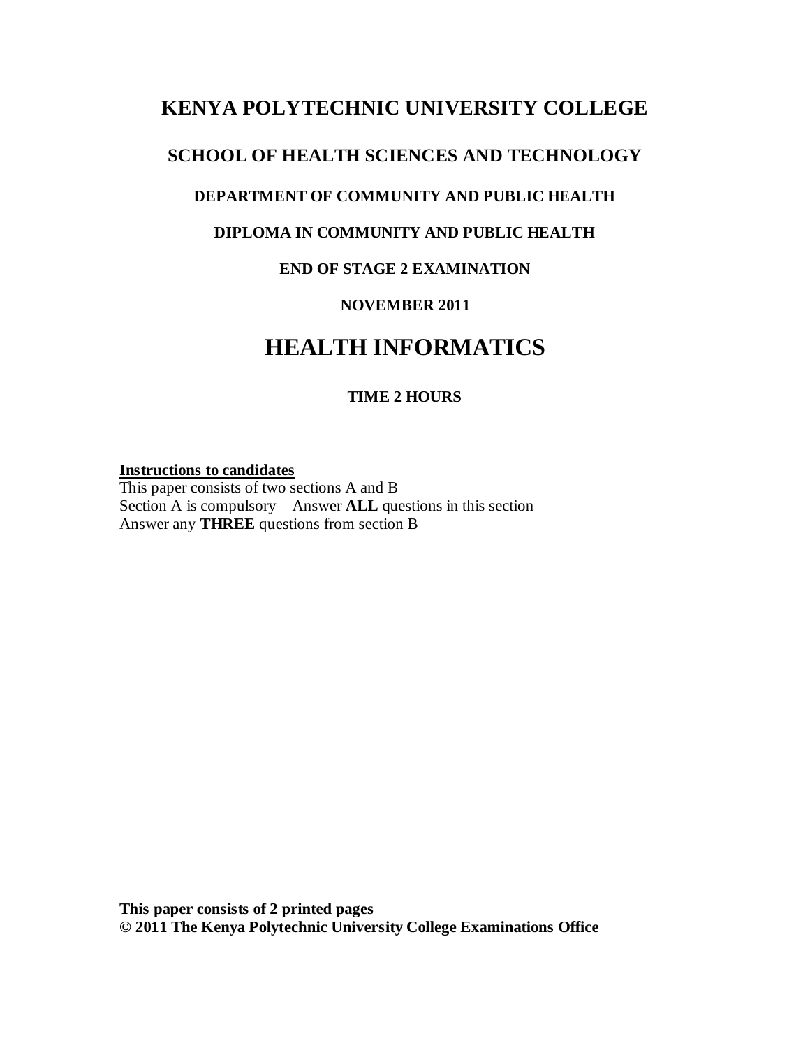# KENYA POLYTECHNIC UNIVERSITY COLLEGE

## SCHOOL OF HEALTH SCIENCES AND TECHNOLOGY

### DEPARTMENT OF COMMUNITY AND PUBLIC HEALTH

### DIPLOMA IN COMMUNITY AND PUBLIC HEALTH

### END OF STAGE 2 EXAMINATION

### NOVEMBER 2011

# HEALTH INFORMATICS

**TIME 2 HOURS**

**Instructions to candidates**

This paper consists of two sections A and B
Section A is compulsory – Answer **ALL** questions in this section
Answer any **THREE** questions from section B

**This paper consists of 2 printed pages**
**© 2011 The Kenya Polytechnic University College Examinations Office**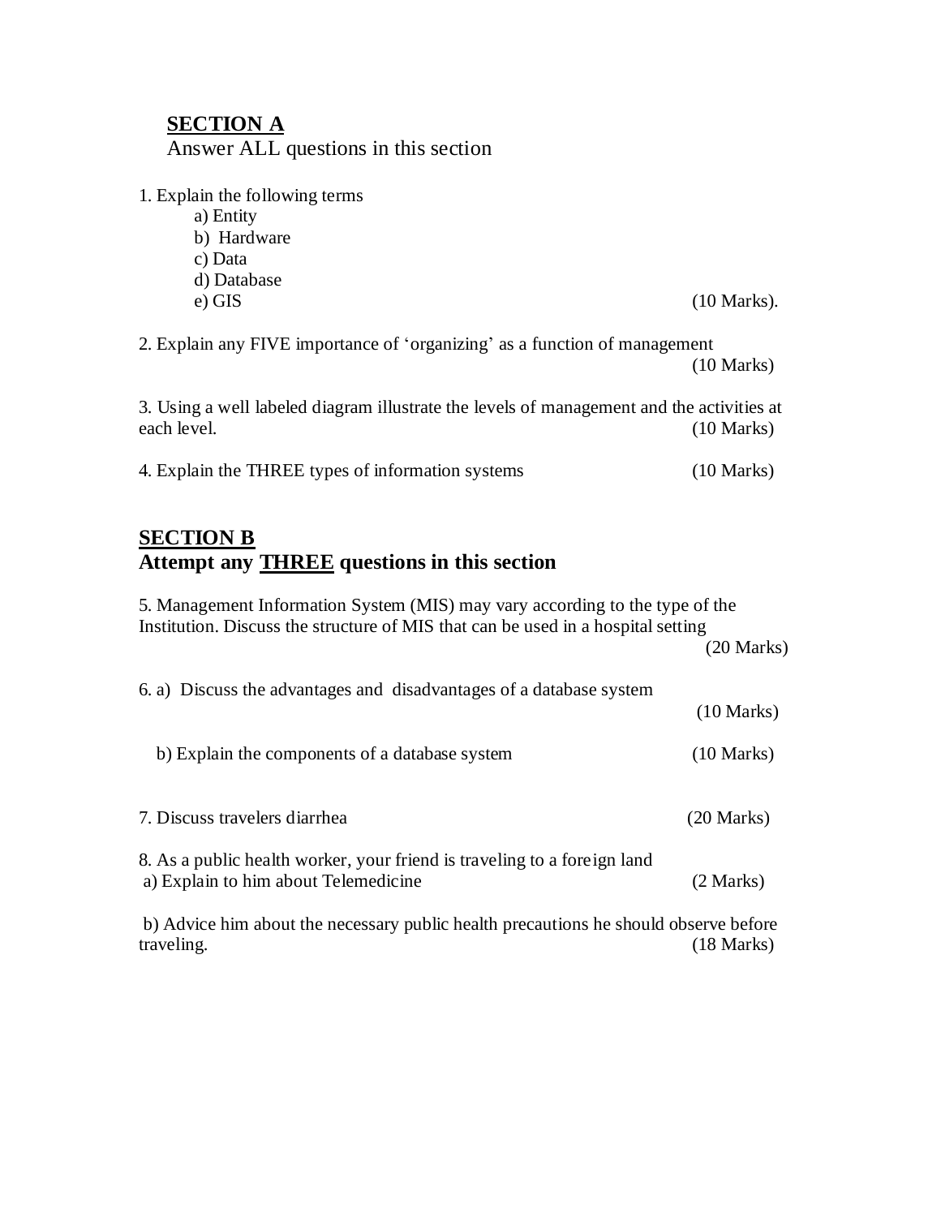## SECTION A

Answer ALL questions in this section

1. Explain the following terms
   - a) Entity
   - b) Hardware
   - c) Data
   - d) Database
   - e) GIS (10 Marks).

2. Explain any FIVE importance of 'organizing' as a function of management (10 Marks)

3. Using a well labeled diagram illustrate the levels of management and the activities at each level. (10 Marks)

4. Explain the THREE types of information systems (10 Marks)

## SECTION B

**Attempt any THREE questions in this section**

5. Management Information System (MIS) may vary according to the type of the Institution. Discuss the structure of MIS that can be used in a hospital setting (20 Marks)

6. a) Discuss the advantages and disadvantages of a database system (10 Marks)

   b) Explain the components of a database system (10 Marks)

7. Discuss travelers diarrhea (20 Marks)

8. As a public health worker, your friend is traveling to a foreign land

   a) Explain to him about Telemedicine (2 Marks)

   b) Advice him about the necessary public health precautions he should observe before traveling. (18 Marks)